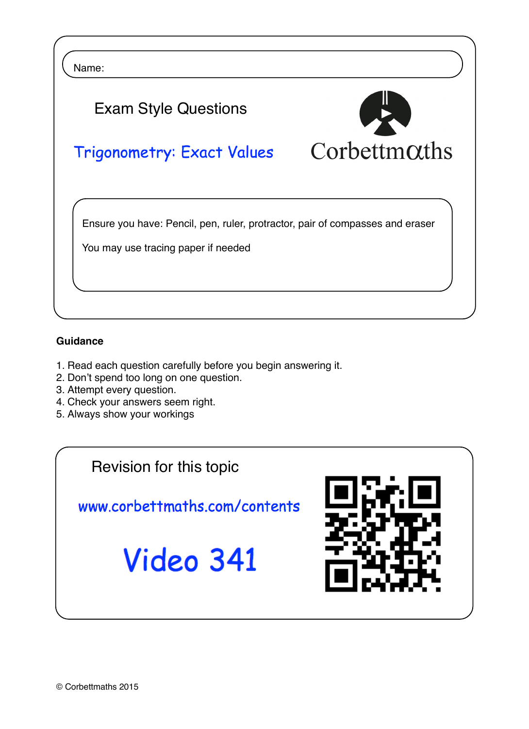Name:

# Exam Style Questions

## Trigonometry: Exact Values

Corbettmaths

Ensure you have: Pencil, pen, ruler, protractor, pair of compasses and eraser

You may use tracing paper if needed

**Guidance**

1. Read each question carefully before you begin answering it.
2. Don't spend too long on one question.
3. Attempt every question.
4. Check your answers seem right.
5. Always show your workings

## Revision for this topic

www.corbettmaths.com/contents

**Video 341**

© Corbettmaths 2015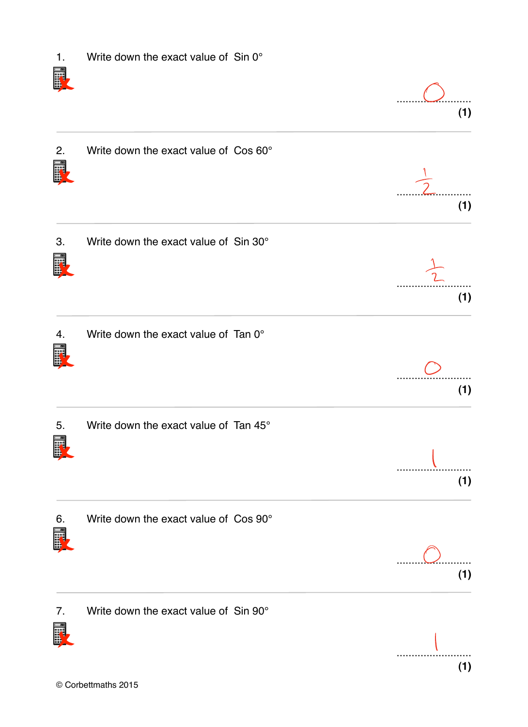1. Write down the exact value of Sin 0°

..........0..........
**(1)**

---

2. Write down the exact value of Cos 60°

..........$\frac{1}{2}$..........
**(1)**

---

3. Write down the exact value of Sin 30°

..........$\frac{1}{2}$..........
**(1)**

---

4. Write down the exact value of Tan 0°

..........0..........
**(1)**

---

5. Write down the exact value of Tan 45°

..........1..........
**(1)**

---

6. Write down the exact value of Cos 90°

..........0..........
**(1)**

---

7. Write down the exact value of Sin 90°

..........1..........
**(1)**

© Corbettmaths 2015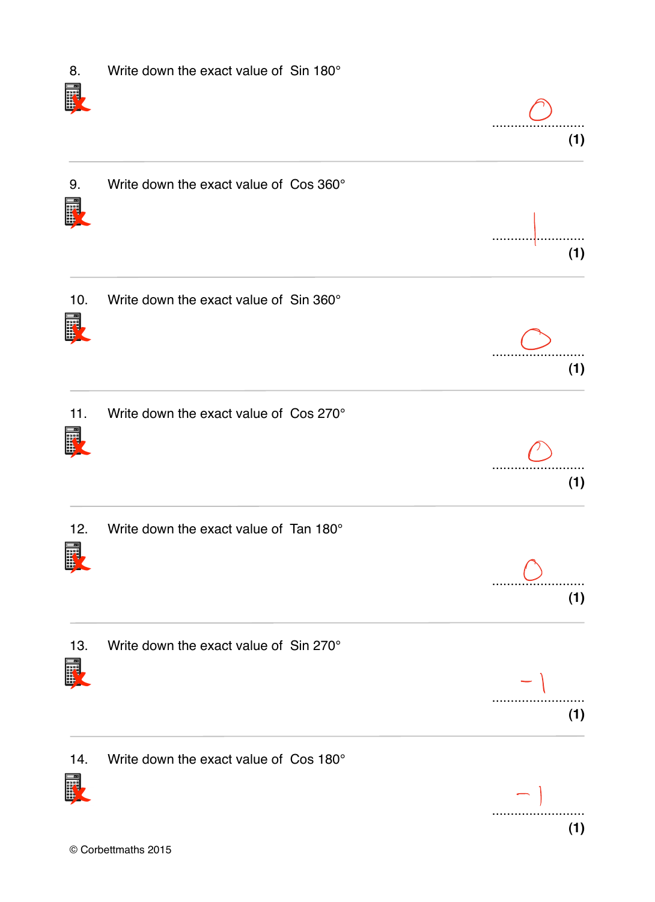8. Write down the exact value of Sin 180°

.........0.........
**(1)**

---

9. Write down the exact value of Cos 360°

.........1.........
**(1)**

---

10. Write down the exact value of Sin 360°

.........0.........
**(1)**

---

11. Write down the exact value of Cos 270°

.........0.........
**(1)**

---

12. Write down the exact value of Tan 180°

.........0.........
**(1)**

---

13. Write down the exact value of Sin 270°

.........−1.........
**(1)**

---

14. Write down the exact value of Cos 180°

.........−1.........
**(1)**

© Corbettmaths 2015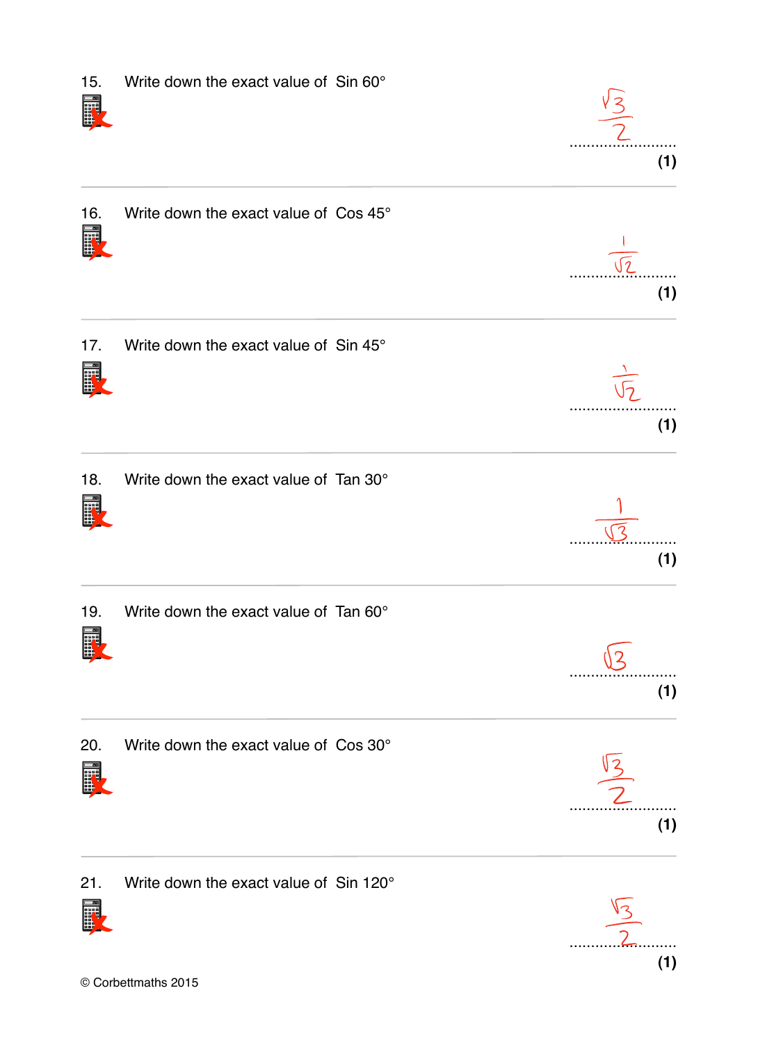15. Write down the exact value of Sin 60°

$\frac{\sqrt{3}}{2}$ ..........................

**(1)**

---

16. Write down the exact value of Cos 45°

$\frac{1}{\sqrt{2}}$ ..........................

**(1)**

---

17. Write down the exact value of Sin 45°

$\frac{1}{\sqrt{2}}$ ..........................

**(1)**

---

18. Write down the exact value of Tan 30°

$\frac{1}{\sqrt{3}}$ ..........................

**(1)**

---

19. Write down the exact value of Tan 60°

$\sqrt{3}$ ..........................

**(1)**

---

20. Write down the exact value of Cos 30°

$\frac{\sqrt{3}}{2}$ ..........................

**(1)**

---

21. Write down the exact value of Sin 120°

$\frac{\sqrt{3}}{2}$ ..........................

**(1)**

© Corbettmaths 2015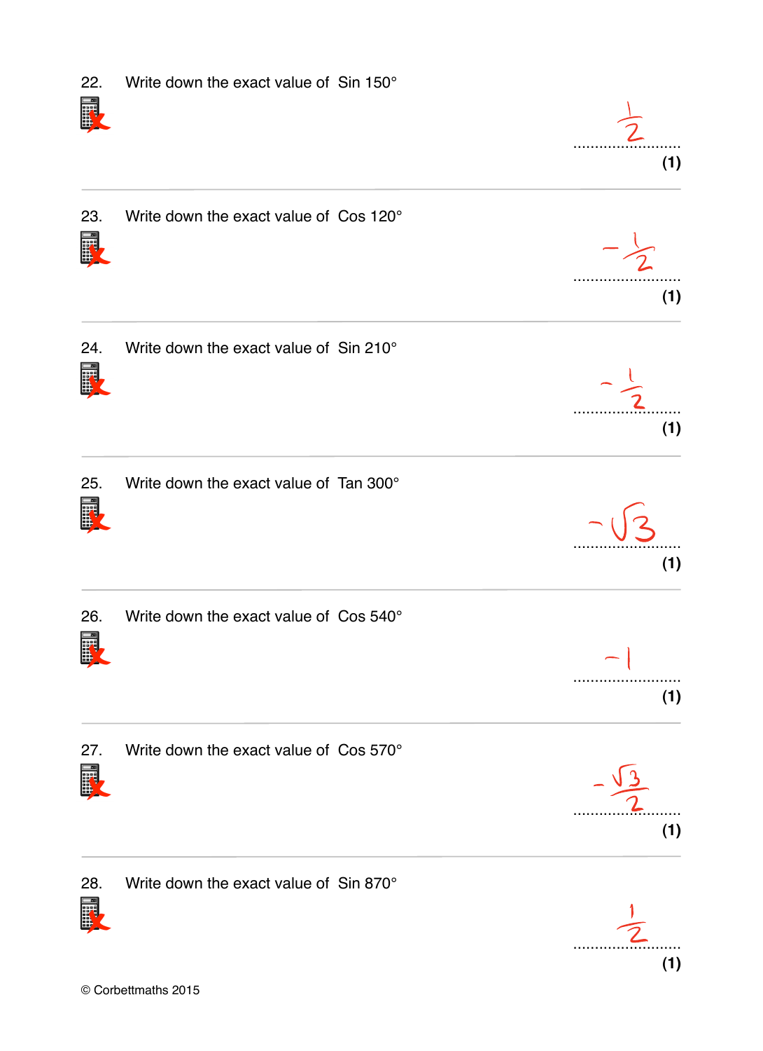22. Write down the exact value of Sin 150°

$\frac{1}{2}$ ..........................

**(1)**

---

23. Write down the exact value of Cos 120°

$-\frac{1}{2}$ ..........................

**(1)**

---

24. Write down the exact value of Sin 210°

$-\frac{1}{2}$ ..........................

**(1)**

---

25. Write down the exact value of Tan 300°

$-\sqrt{3}$ ..........................

**(1)**

---

26. Write down the exact value of Cos 540°

$-1$ ..........................

**(1)**

---

27. Write down the exact value of Cos 570°

$-\frac{\sqrt{3}}{2}$ ..........................

**(1)**

---

28. Write down the exact value of Sin 870°

$\frac{1}{2}$ ..........................

**(1)**

© Corbettmaths 2015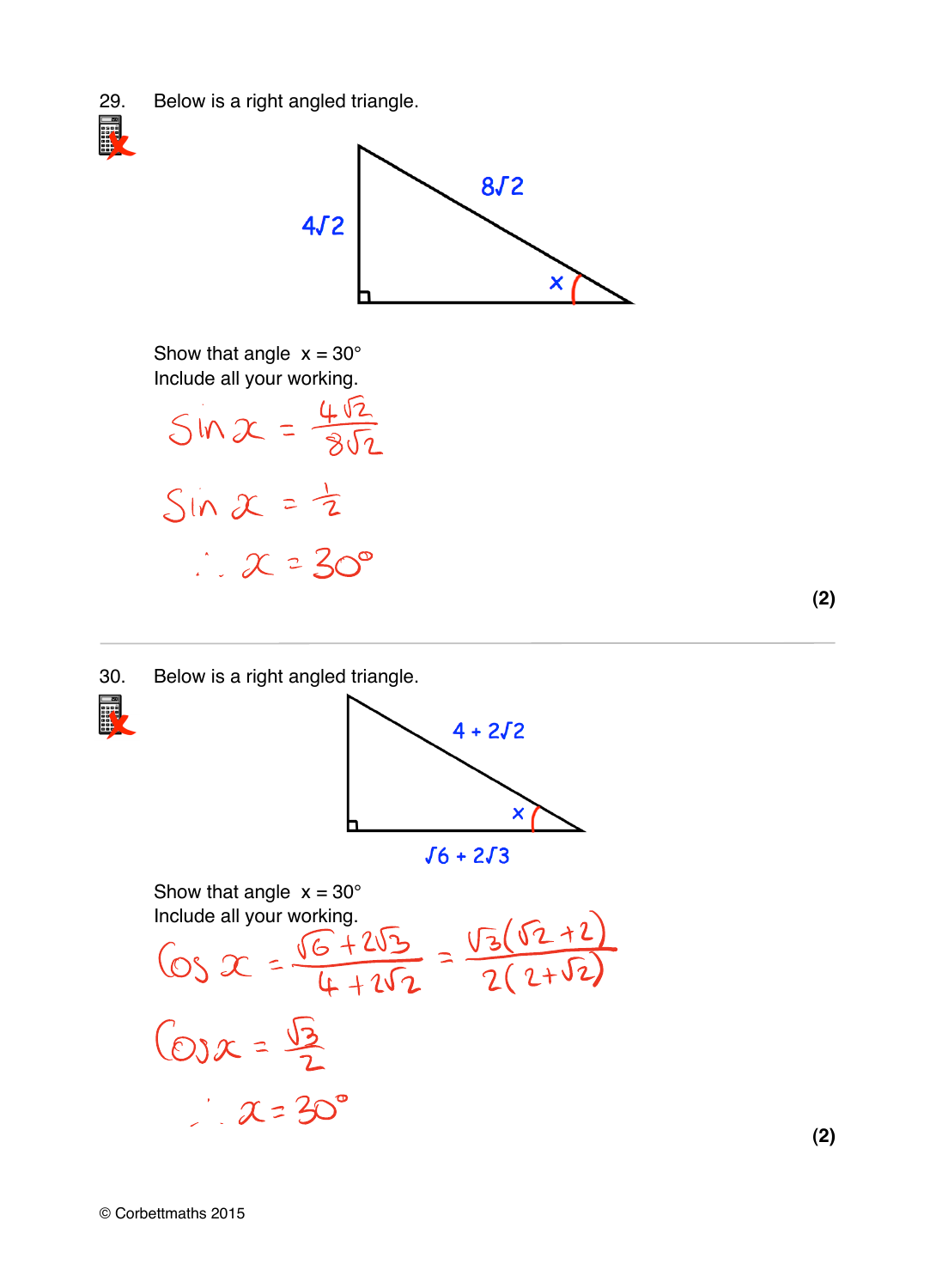29. Below is a right angled triangle.

$4\sqrt{2}$

$8\sqrt{2}$

$x$

Show that angle $x = 30°$
Include all your working.

$$\sin x = \frac{4\sqrt{2}}{8\sqrt{2}}$$

$$\sin x = \frac{1}{2}$$

$$\therefore x = 30°$$

**(2)**

---

30. Below is a right angled triangle.

$4 + 2\sqrt{2}$

$x$

$\sqrt{6} + 2\sqrt{3}$

Show that angle $x = 30°$
Include all your working.

$$\cos x = \frac{\sqrt{6} + 2\sqrt{3}}{4 + 2\sqrt{2}} = \frac{\sqrt{3}(\sqrt{2} + 2)}{2(2 + \sqrt{2})}$$

$$\cos x = \frac{\sqrt{3}}{2}$$

$$\therefore x = 30°$$

**(2)**

© Corbettmaths 2015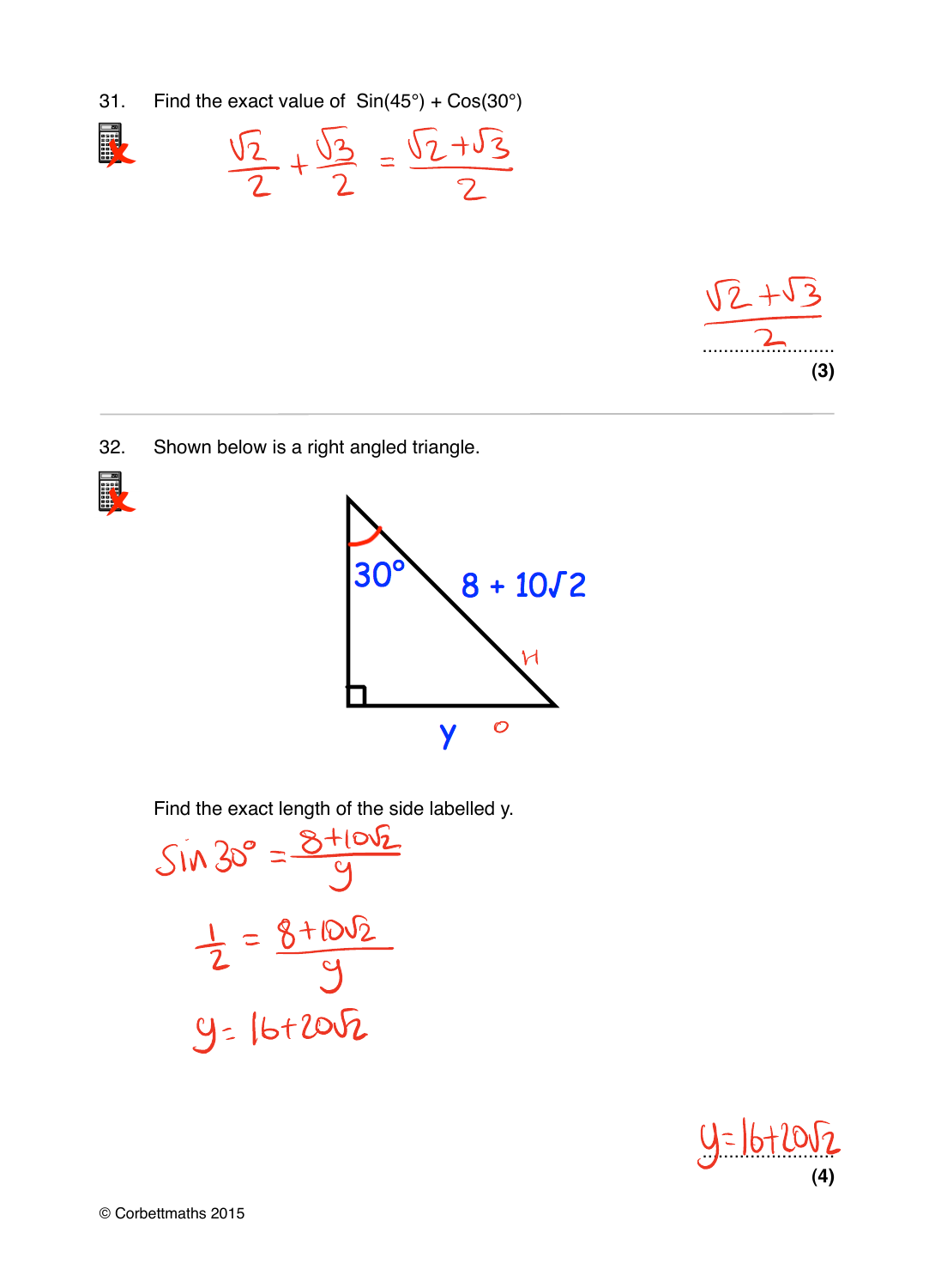31. Find the exact value of Sin(45°) + Cos(30°)

$$\frac{\sqrt{2}}{2} + \frac{\sqrt{3}}{2} = \frac{\sqrt{2}+\sqrt{3}}{2}$$

$\frac{\sqrt{2}+\sqrt{3}}{2}$ ..........................

**(3)**

---

32. Shown below is a right angled triangle.

Triangle labels: angle $30°$, hypotenuse $8 + 10\sqrt{2}$ (H), opposite side $y$ (O)

Find the exact length of the side labelled y.

$$\sin 30° = \frac{8+10\sqrt{2}}{y}$$

$$\frac{1}{2} = \frac{8+10\sqrt{2}}{y}$$

$$y = 16+20\sqrt{2}$$

$y = 16+20\sqrt{2}$ ..........................

**(4)**

© Corbettmaths 2015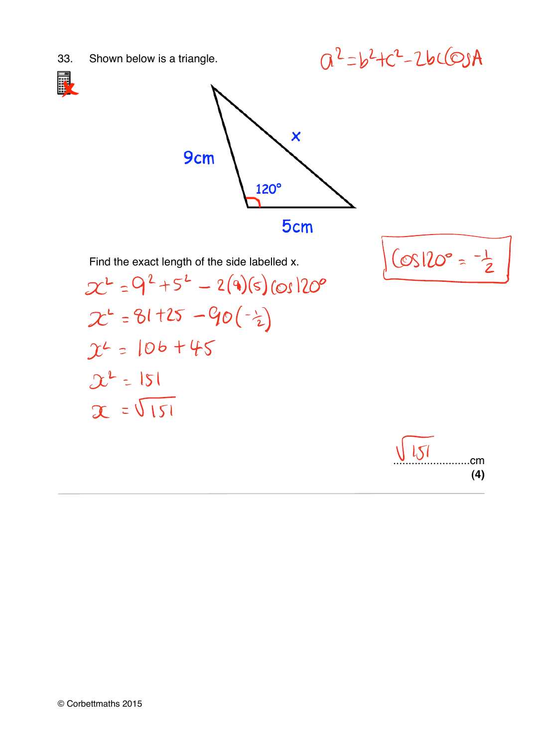33. Shown below is a triangle.

$a^2 = b^2 + c^2 - 2bc\cos A$

9cm

x

120°

5cm

Find the exact length of the side labelled x.

$\cos 120° = -\frac{1}{2}$

$x^2 = 9^2 + 5^2 - 2(9)(5)\cos 120°$

$x^2 = 81 + 25 - 90(-\frac{1}{2})$

$x^2 = 106 + 45$

$x^2 = 151$

$x = \sqrt{151}$

$\sqrt{151}$ ..........................cm

**(4)**

© Corbettmaths 2015